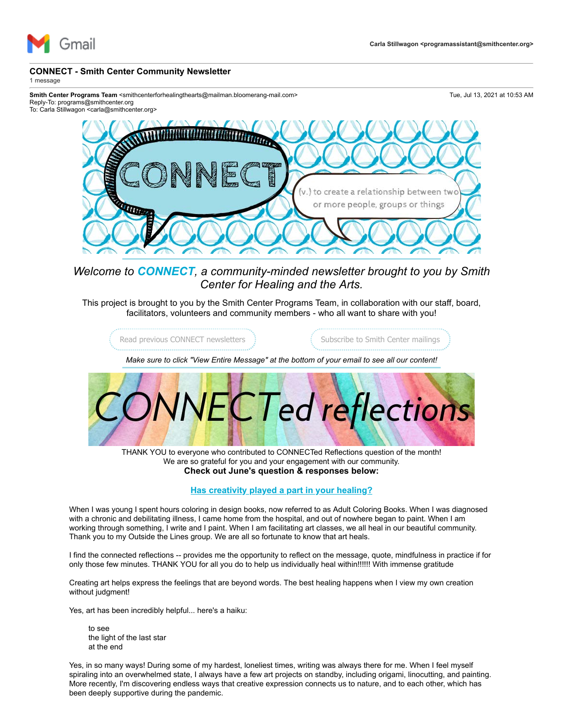Gmail

Carla Stillwagon <programassistant@smithcenter.org>

# CONNECT - Smith Center Community Newsletter

1 message

**Smith Center Programs Team** <smithcenterforhealingthearts@mailman.bloomerang-mail.com>
Reply-To: programs@smithcenter.org
To: Carla Stillwagon <carla@smithcenter.org>

Tue, Jul 13, 2021 at 10:53 AM

CONNECT

(v.) to create a relationship between two or more people, groups or things

*Welcome to **CONNECT**, a community-minded newsletter brought to you by Smith Center for Healing and the Arts.*

This project is brought to you by the Smith Center Programs Team, in collaboration with our staff, board, facilitators, volunteers and community members - who all want to share with you!

Read previous CONNECT newsletters

Subscribe to Smith Center mailings

*Make sure to click "View Entire Message" at the bottom of your email to see all our content!*

## CONNECTed reflections

THANK YOU to everyone who contributed to CONNECTed Reflections question of the month!
We are so grateful for you and your engagement with our community.
**Check out June's question & responses below:**

### Has creativity played a part in your healing?

When I was young I spent hours coloring in design books, now referred to as Adult Coloring Books. When I was diagnosed with a chronic and debilitating illness, I came home from the hospital, and out of nowhere began to paint. When I am working through something, I write and I paint. When I am facilitating art classes, we all heal in our beautiful community. Thank you to my Outside the Lines group. We are all so fortunate to know that art heals.

I find the connected reflections -- provides me the opportunity to reflect on the message, quote, mindfulness in practice if for only those few minutes. THANK YOU for all you do to help us individually heal within!!!!!! With immense gratitude

Creating art helps express the feelings that are beyond words. The best healing happens when I view my own creation without judgment!

Yes, art has been incredibly helpful... here's a haiku:

> to see
> the light of the last star
> at the end

Yes, in so many ways! During some of my hardest, loneliest times, writing was always there for me. When I feel myself spiraling into an overwhelmed state, I always have a few art projects on standby, including origami, linocutting, and painting. More recently, I'm discovering endless ways that creative expression connects us to nature, and to each other, which has been deeply supportive during the pandemic.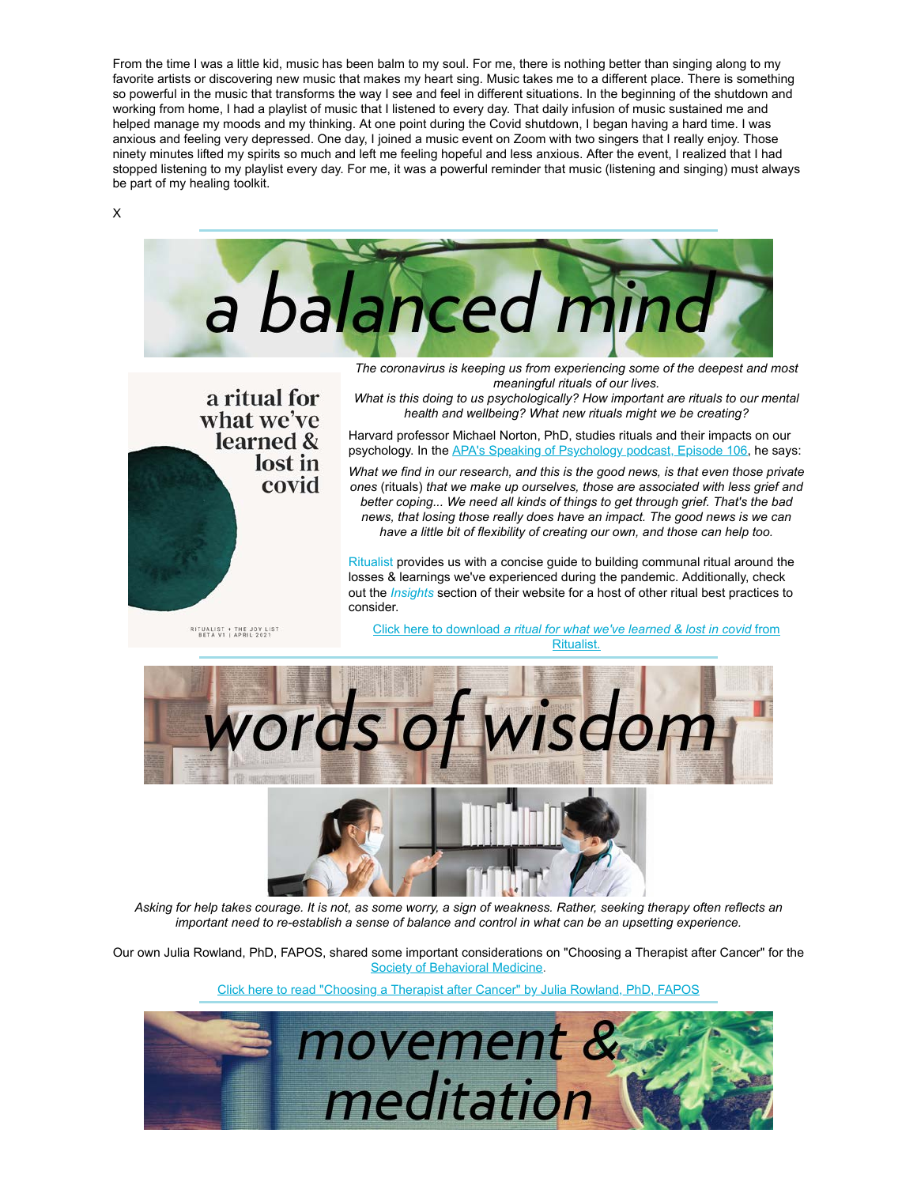From the time I was a little kid, music has been balm to my soul. For me, there is nothing better than singing along to my favorite artists or discovering new music that makes my heart sing. Music takes me to a different place. There is something so powerful in the music that transforms the way I see and feel in different situations. In the beginning of the shutdown and working from home, I had a playlist of music that I listened to every day. That daily infusion of music sustained me and helped manage my moods and my thinking. At one point during the Covid shutdown, I began having a hard time. I was anxious and feeling very depressed. One day, I joined a music event on Zoom with two singers that I really enjoy. Those ninety minutes lifted my spirits so much and left me feeling hopeful and less anxious. After the event, I realized that I had stopped listening to my playlist every day. For me, it was a powerful reminder that music (listening and singing) must always be part of my healing toolkit.

X

# a balanced mind

**a ritual for what we've learned & lost in covid**

RITUALIST + THE JOY LIST
BETA V1 | APRIL 2021

*The coronavirus is keeping us from experiencing some of the deepest and most meaningful rituals of our lives.*
*What is this doing to us psychologically? How important are rituals to our mental health and wellbeing? What new rituals might we be creating?*

Harvard professor Michael Norton, PhD, studies rituals and their impacts on our psychology. In the APA's Speaking of Psychology podcast, Episode 106, he says:

*What we find in our research, and this is the good news, is that even those private ones* (rituals) *that we make up ourselves, those are associated with less grief and better coping... We need all kinds of things to get through grief. That's the bad news, that losing those really does have an impact. The good news is we can have a little bit of flexibility of creating our own, and those can help too.*

Ritualist provides us with a concise guide to building communal ritual around the losses & learnings we've experienced during the pandemic. Additionally, check out the *Insights* section of their website for a host of other ritual best practices to consider.

Click here to download *a ritual for what we've learned & lost in covid* from Ritualist.

# words of wisdom

*Asking for help takes courage. It is not, as some worry, a sign of weakness. Rather, seeking therapy often reflects an important need to re-establish a sense of balance and control in what can be an upsetting experience.*

Our own Julia Rowland, PhD, FAPOS, shared some important considerations on "Choosing a Therapist after Cancer" for the Society of Behavioral Medicine.

Click here to read "Choosing a Therapist after Cancer" by Julia Rowland, PhD, FAPOS

# movement & meditation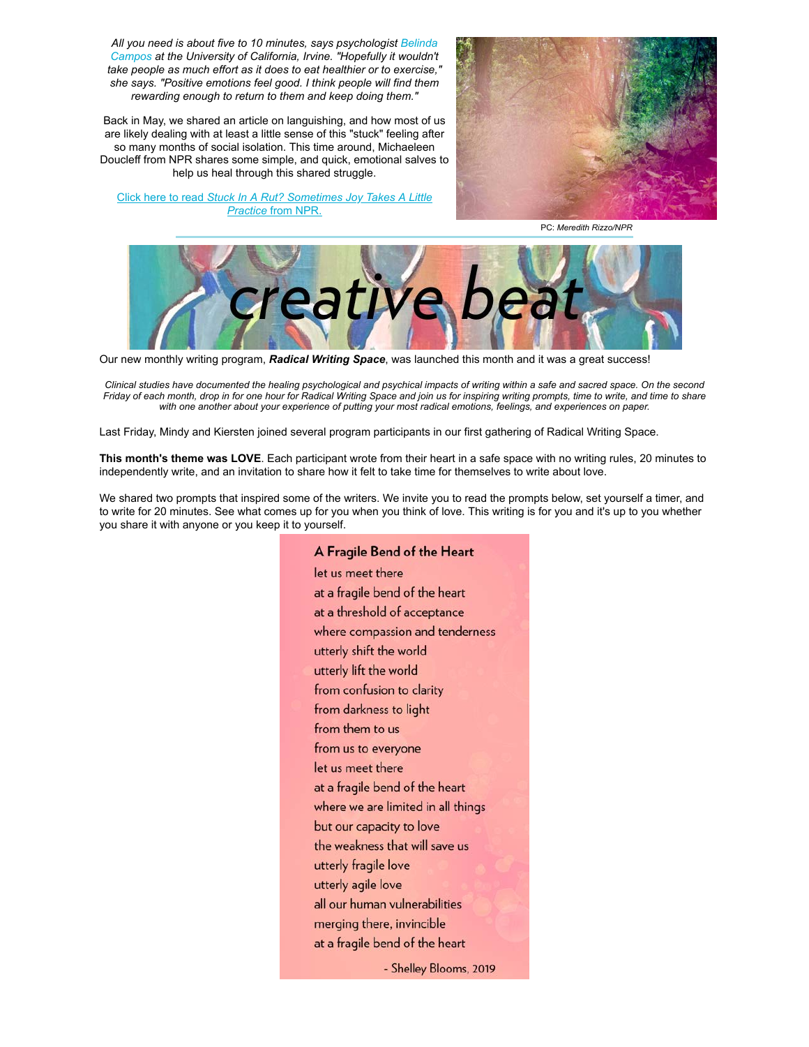*All you need is about five to 10 minutes, says psychologist Belinda Campos at the University of California, Irvine. "Hopefully it wouldn't take people as much effort as it does to eat healthier or to exercise," she says. "Positive emotions feel good. I think people will find them rewarding enough to return to them and keep doing them."*

Back in May, we shared an article on languishing, and how most of us are likely dealing with at least a little sense of this "stuck" feeling after so many months of social isolation. This time around, Michaeleen Doucleff from NPR shares some simple, and quick, emotional salves to help us heal through this shared struggle.

Click here to read *Stuck In A Rut? Sometimes Joy Takes A Little Practice* from NPR.

PC: *Meredith Rizzo/NPR*

# creative beat

Our new monthly writing program, ***Radical Writing Space***, was launched this month and it was a great success!

*Clinical studies have documented the healing psychological and psychical impacts of writing within a safe and sacred space. On the second Friday of each month, drop in for one hour for Radical Writing Space and join us for inspiring writing prompts, time to write, and time to share with one another about your experience of putting your most radical emotions, feelings, and experiences on paper.*

Last Friday, Mindy and Kiersten joined several program participants in our first gathering of Radical Writing Space.

**This month's theme was LOVE**. Each participant wrote from their heart in a safe space with no writing rules, 20 minutes to independently write, and an invitation to share how it felt to take time for themselves to write about love.

We shared two prompts that inspired some of the writers. We invite you to read the prompts below, set yourself a timer, and to write for 20 minutes. See what comes up for you when you think of love. This writing is for you and it's up to you whether you share it with anyone or you keep it to yourself.

**A Fragile Bend of the Heart**

let us meet there
at a fragile bend of the heart
at a threshold of acceptance
where compassion and tenderness
utterly shift the world
utterly lift the world
from confusion to clarity
from darkness to light
from them to us
from us to everyone
let us meet there
at a fragile bend of the heart
where we are limited in all things
but our capacity to love
the weakness that will save us
utterly fragile love
utterly agile love
all our human vulnerabilities
merging there, invincible
at a fragile bend of the heart

- Shelley Blooms, 2019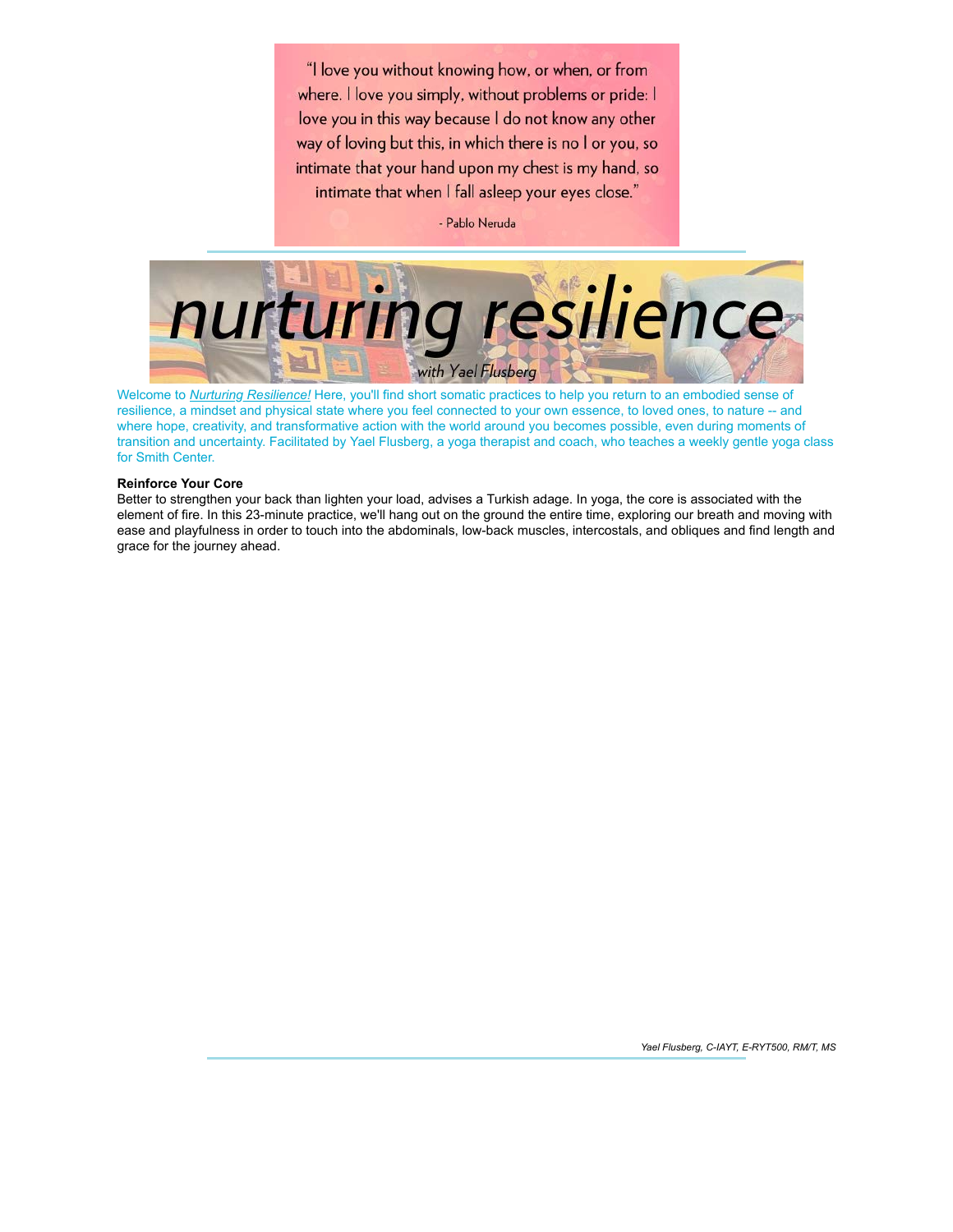"I love you without knowing how, or when, or from where. I love you simply, without problems or pride: I love you in this way because I do not know any other way of loving but this, in which there is no I or you, so intimate that your hand upon my chest is my hand, so intimate that when I fall asleep your eyes close."

- Pablo Neruda

---

# nurturing resilience

*with Yael Flusberg*

Welcome to *Nurturing Resilience!* Here, you'll find short somatic practices to help you return to an embodied sense of resilience, a mindset and physical state where you feel connected to your own essence, to loved ones, to nature -- and where hope, creativity, and transformative action with the world around you becomes possible, even during moments of transition and uncertainty. Facilitated by Yael Flusberg, a yoga therapist and coach, who teaches a weekly gentle yoga class for Smith Center.

**Reinforce Your Core**

Better to strengthen your back than lighten your load, advises a Turkish adage. In yoga, the core is associated with the element of fire. In this 23-minute practice, we'll hang out on the ground the entire time, exploring our breath and moving with ease and playfulness in order to touch into the abdominals, low-back muscles, intercostals, and obliques and find length and grace for the journey ahead.

*Yael Flusberg, C-IAYT, E-RYT500, RM/T, MS*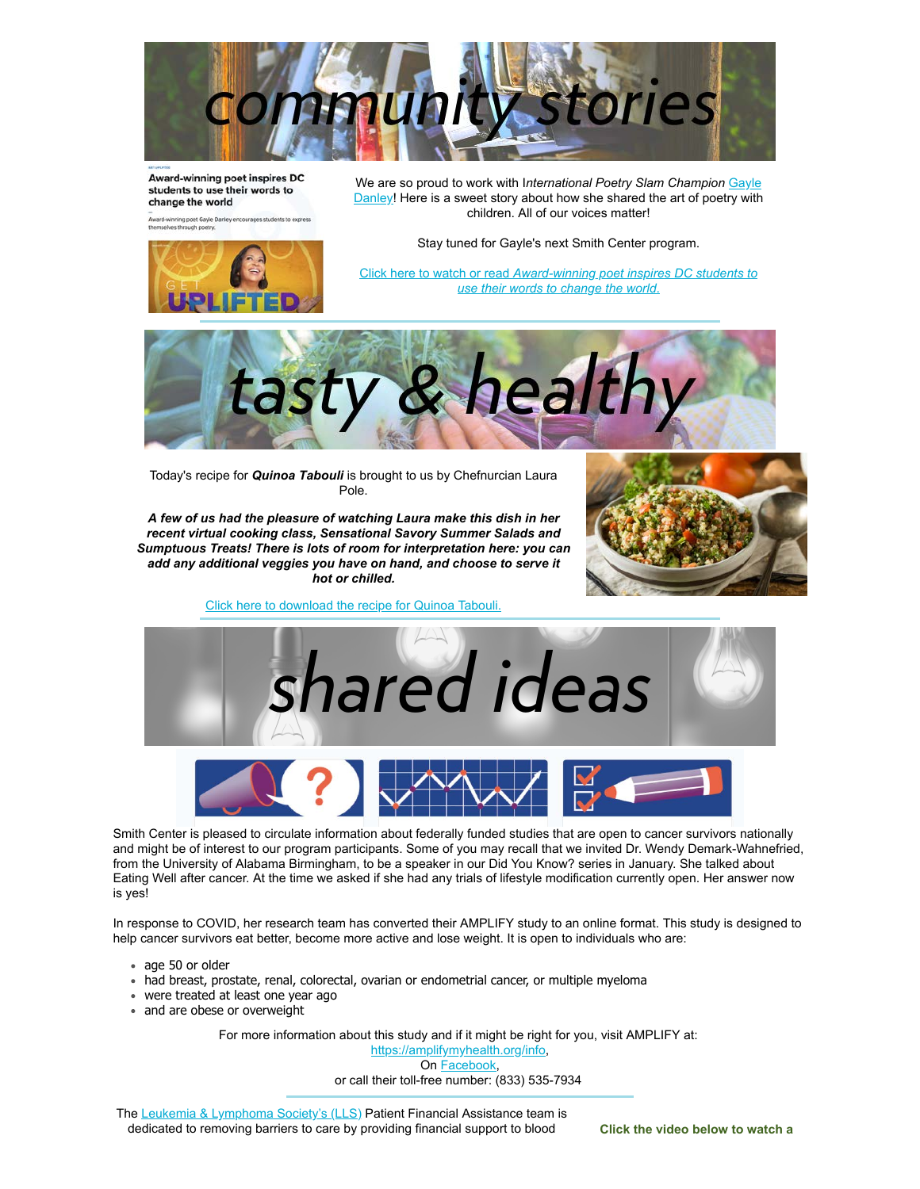# community stories

**Award-winning poet inspires DC students to use their words to change the world**

Award-winning poet Gayle Danley encourages students to express themselves through poetry.

We are so proud to work with I*nternational Poetry Slam Champion* Gayle Danley! Here is a sweet story about how she shared the art of poetry with children. All of our voices matter!

Stay tuned for Gayle's next Smith Center program.

Click here to watch or read *Award-winning poet inspires DC students to use their words to change the world.*

# tasty & healthy

Today's recipe for ***Quinoa Tabouli*** is brought to us by Chefnurcian Laura Pole.

***A few of us had the pleasure of watching Laura make this dish in her recent virtual cooking class, Sensational Savory Summer Salads and Sumptuous Treats! There is lots of room for interpretation here: you can add any additional veggies you have on hand, and choose to serve it hot or chilled.***

Click here to download the recipe for Quinoa Tabouli.

# shared ideas

Smith Center is pleased to circulate information about federally funded studies that are open to cancer survivors nationally and might be of interest to our program participants. Some of you may recall that we invited Dr. Wendy Demark-Wahnefried, from the University of Alabama Birmingham, to be a speaker in our Did You Know? series in January. She talked about Eating Well after cancer. At the time we asked if she had any trials of lifestyle modification currently open. Her answer now is yes!

In response to COVID, her research team has converted their AMPLIFY study to an online format. This study is designed to help cancer survivors eat better, become more active and lose weight. It is open to individuals who are:

- age 50 or older
- had breast, prostate, renal, colorectal, ovarian or endometrial cancer, or multiple myeloma
- were treated at least one year ago
- and are obese or overweight

For more information about this study and if it might be right for you, visit AMPLIFY at:
https://amplifymyhealth.org/info,
On Facebook,
or call their toll-free number: (833) 535-7934

The Leukemia & Lymphoma Society's (LLS) Patient Financial Assistance team is dedicated to removing barriers to care by providing financial support to blood

**Click the video below to watch a**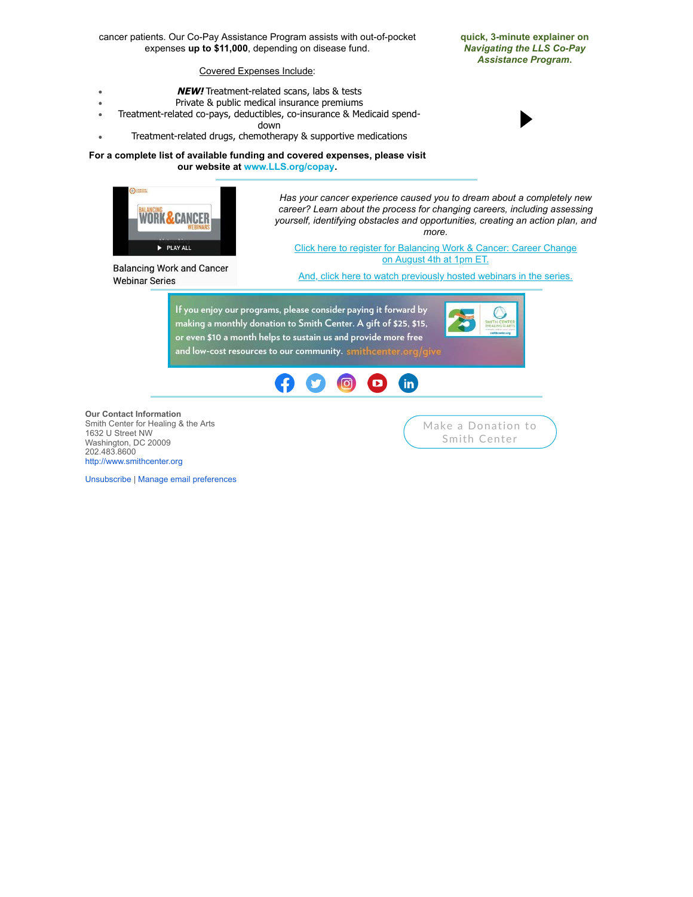cancer patients. Our Co-Pay Assistance Program assists with out-of-pocket expenses **up to $11,000**, depending on disease fund.

**quick, 3-minute explainer on *Navigating the LLS Co-Pay Assistance Program.***

Covered Expenses Include:

- ***NEW!*** Treatment-related scans, labs & tests
- Private & public medical insurance premiums
- Treatment-related co-pays, deductibles, co-insurance & Medicaid spend-down
- Treatment-related drugs, chemotherapy & supportive medications

**For a complete list of available funding and covered expenses, please visit our website at www.LLS.org/copay.**

---

Balancing Work and Cancer Webinar Series

*Has your cancer experience caused you to dream about a completely new career? Learn about the process for changing careers, including assessing yourself, identifying obstacles and opportunities, creating an action plan, and more.*

Click here to register for Balancing Work & Cancer: Career Change on August 4th at 1pm ET.

And, click here to watch previously hosted webinars in the series.

---

If you enjoy our programs, please consider paying it forward by making a monthly donation to Smith Center. A gift of $25, $15, or even $10 a month helps to sustain us and provide more free and low-cost resources to our community. smithcenter.org/give

---

**Our Contact Information**
Smith Center for Healing & the Arts
1632 U Street NW
Washington, DC 20009
202.483.8600
http://www.smithcenter.org

Make a Donation to Smith Center

Unsubscribe | Manage email preferences